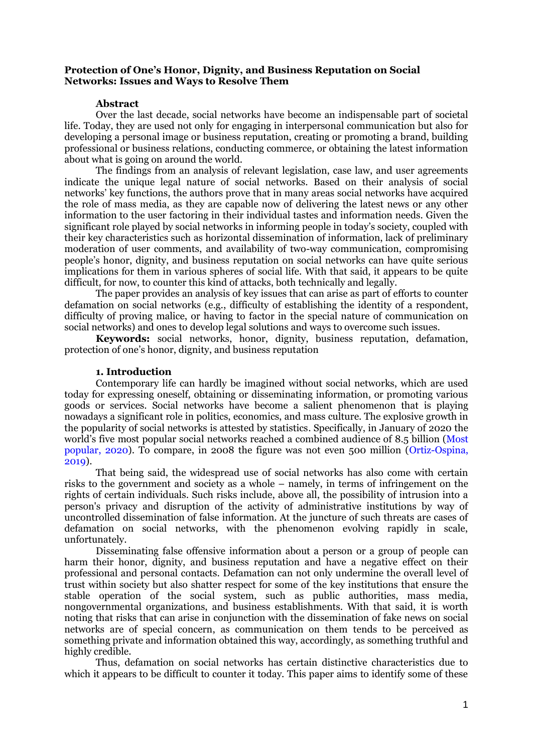# Protection of One's Honor, Dignity, and Business Reputation on Social Networks: Issues and Ways to Resolve Them

## Abstract

Over the last decade, social networks have become an indispensable part of societal life. Today, they are used not only for engaging in interpersonal communication but also for developing a personal image or business reputation, creating or promoting a brand, building professional or business relations, conducting commerce, or obtaining the latest information about what is going on around the world.

The findings from an analysis of relevant legislation, case law, and user agreements indicate the unique legal nature of social networks. Based on their analysis of social networks' key functions, the authors prove that in many areas social networks have acquired the role of mass media, as they are capable now of delivering the latest news or any other information to the user factoring in their individual tastes and information needs. Given the significant role played by social networks in informing people in today's society, coupled with their key characteristics such as horizontal dissemination of information, lack of preliminary moderation of user comments, and availability of two-way communication, compromising people's honor, dignity, and business reputation on social networks can have quite serious implications for them in various spheres of social life. With that said, it appears to be quite difficult, for now, to counter this kind of attacks, both technically and legally.

The paper provides an analysis of key issues that can arise as part of efforts to counter defamation on social networks (e.g., difficulty of establishing the identity of a respondent, difficulty of proving malice, or having to factor in the special nature of communication on social networks) and ones to develop legal solutions and ways to overcome such issues.

**Keywords:** social networks, honor, dignity, business reputation, defamation, protection of one's honor, dignity, and business reputation

## 1. Introduction

Contemporary life can hardly be imagined without social networks, which are used today for expressing oneself, obtaining or disseminating information, or promoting various goods or services. Social networks have become a salient phenomenon that is playing nowadays a significant role in politics, economics, and mass culture. The explosive growth in the popularity of social networks is attested by statistics. Specifically, in January of 2020 the world's five most popular social networks reached a combined audience of 8.5 billion (Most popular, 2020). To compare, in 2008 the figure was not even 500 million (Ortiz-Ospina, 2019).

That being said, the widespread use of social networks has also come with certain risks to the government and society as a whole – namely, in terms of infringement on the rights of certain individuals. Such risks include, above all, the possibility of intrusion into a person's privacy and disruption of the activity of administrative institutions by way of uncontrolled dissemination of false information. At the juncture of such threats are cases of defamation on social networks, with the phenomenon evolving rapidly in scale, unfortunately.

Disseminating false offensive information about a person or a group of people can harm their honor, dignity, and business reputation and have a negative effect on their professional and personal contacts. Defamation can not only undermine the overall level of trust within society but also shatter respect for some of the key institutions that ensure the stable operation of the social system, such as public authorities, mass media, nongovernmental organizations, and business establishments. With that said, it is worth noting that risks that can arise in conjunction with the dissemination of fake news on social networks are of special concern, as communication on them tends to be perceived as something private and information obtained this way, accordingly, as something truthful and highly credible.

Thus, defamation on social networks has certain distinctive characteristics due to which it appears to be difficult to counter it today. This paper aims to identify some of these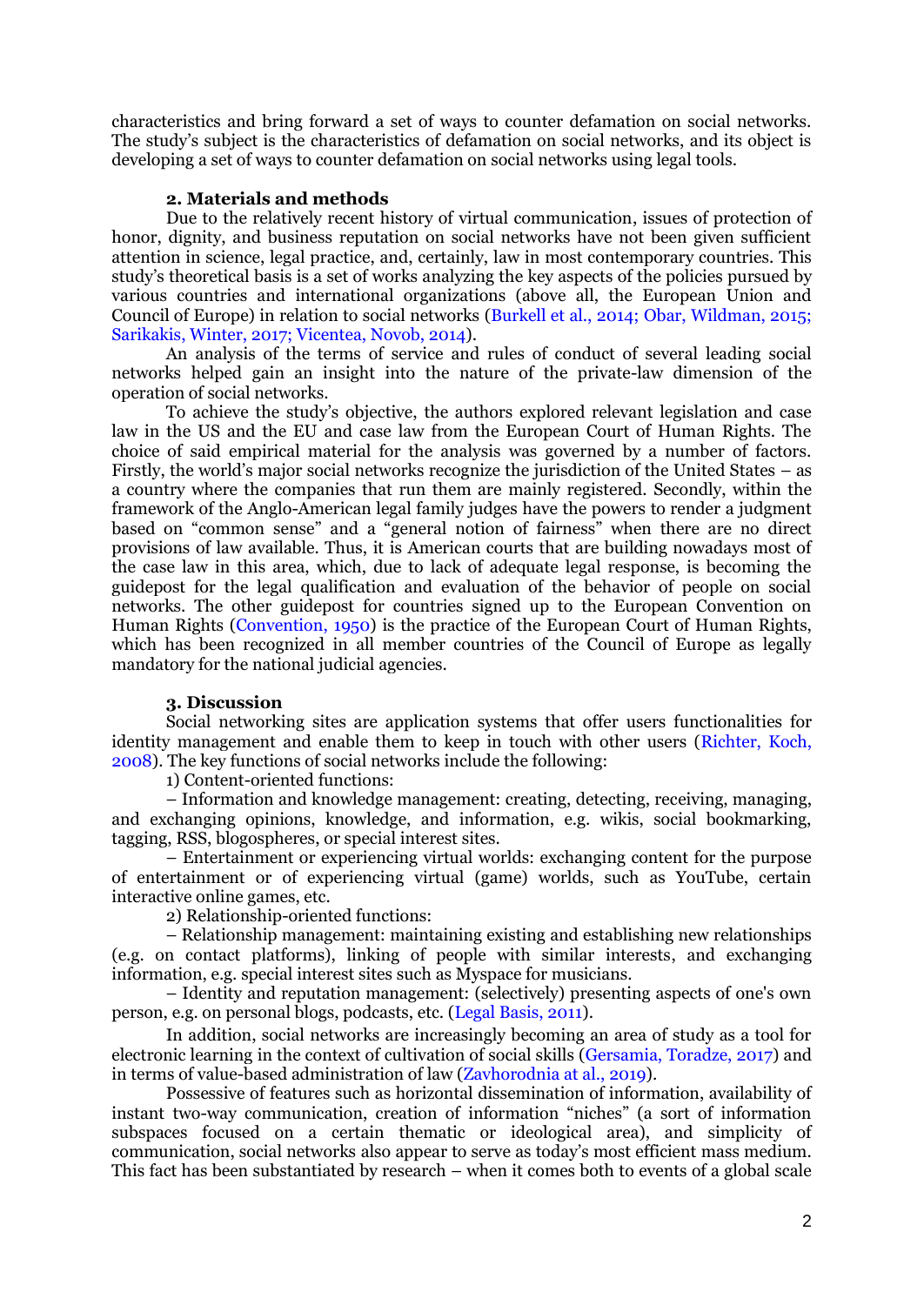characteristics and bring forward a set of ways to counter defamation on social networks. The study's subject is the characteristics of defamation on social networks, and its object is developing a set of ways to counter defamation on social networks using legal tools.

## 2. Materials and methods

Due to the relatively recent history of virtual communication, issues of protection of honor, dignity, and business reputation on social networks have not been given sufficient attention in science, legal practice, and, certainly, law in most contemporary countries. This study's theoretical basis is a set of works analyzing the key aspects of the policies pursued by various countries and international organizations (above all, the European Union and Council of Europe) in relation to social networks (Burkell et al., 2014; Obar, Wildman, 2015; Sarikakis, Winter, 2017; Vicentea, Novob, 2014).

An analysis of the terms of service and rules of conduct of several leading social networks helped gain an insight into the nature of the private-law dimension of the operation of social networks.

To achieve the study's objective, the authors explored relevant legislation and case law in the US and the EU and case law from the European Court of Human Rights. The choice of said empirical material for the analysis was governed by a number of factors. Firstly, the world's major social networks recognize the jurisdiction of the United States – as a country where the companies that run them are mainly registered. Secondly, within the framework of the Anglo-American legal family judges have the powers to render a judgment based on "common sense" and a "general notion of fairness" when there are no direct provisions of law available. Thus, it is American courts that are building nowadays most of the case law in this area, which, due to lack of adequate legal response, is becoming the guidepost for the legal qualification and evaluation of the behavior of people on social networks. The other guidepost for countries signed up to the European Convention on Human Rights (Convention, 1950) is the practice of the European Court of Human Rights, which has been recognized in all member countries of the Council of Europe as legally mandatory for the national judicial agencies.

## 3. Discussion

Social networking sites are application systems that offer users functionalities for identity management and enable them to keep in touch with other users (Richter, Koch, 2008). The key functions of social networks include the following:

1) Content-oriented functions:

– Information and knowledge management: creating, detecting, receiving, managing, and exchanging opinions, knowledge, and information, e.g. wikis, social bookmarking, tagging, RSS, blogospheres, or special interest sites.

– Entertainment or experiencing virtual worlds: exchanging content for the purpose of entertainment or of experiencing virtual (game) worlds, such as YouTube, certain interactive online games, etc.

2) Relationship-oriented functions:

– Relationship management: maintaining existing and establishing new relationships (e.g. on contact platforms), linking of people with similar interests, and exchanging information, e.g. special interest sites such as Myspace for musicians.

– Identity and reputation management: (selectively) presenting aspects of one's own person, e.g. on personal blogs, podcasts, etc. (Legal Basis, 2011).

In addition, social networks are increasingly becoming an area of study as a tool for electronic learning in the context of cultivation of social skills (Gersamia, Toradze, 2017) and in terms of value-based administration of law (Zavhorodnia at al., 2019).

Possessive of features such as horizontal dissemination of information, availability of instant two-way communication, creation of information "niches" (a sort of information subspaces focused on a certain thematic or ideological area), and simplicity of communication, social networks also appear to serve as today's most efficient mass medium. This fact has been substantiated by research – when it comes both to events of a global scale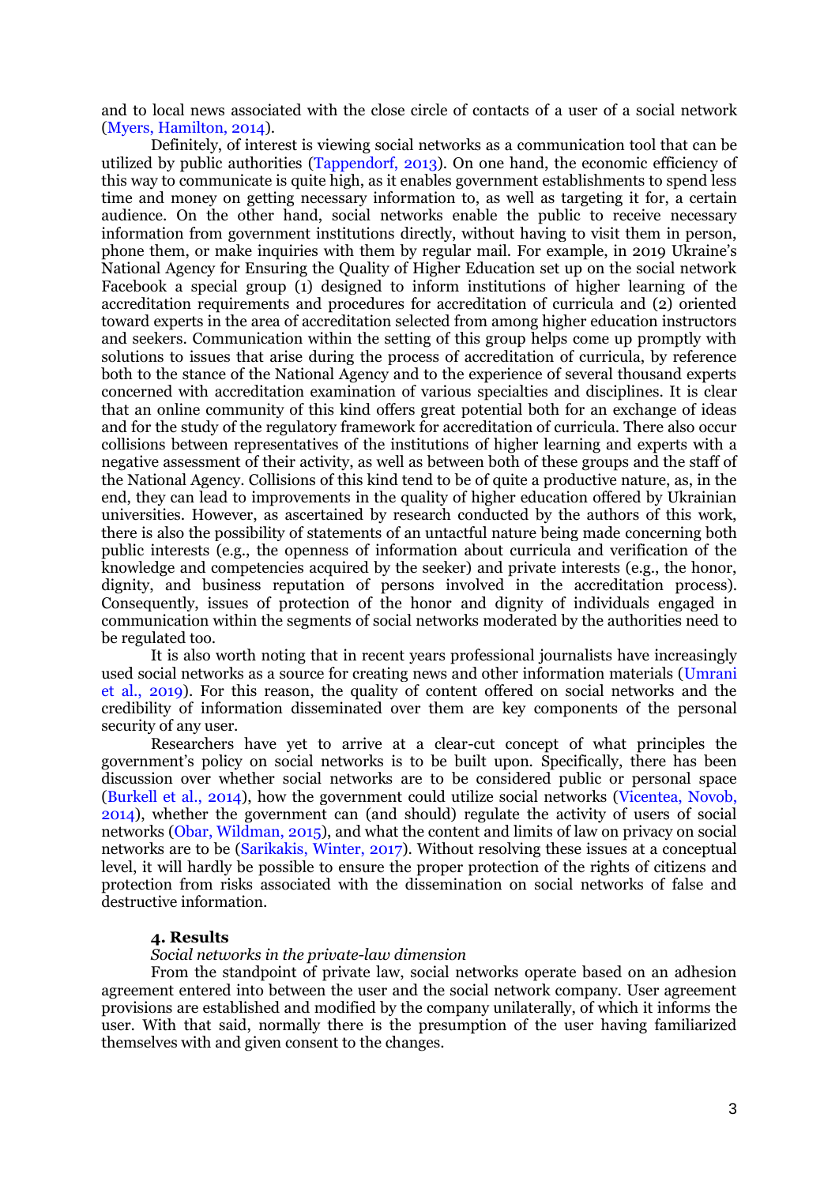and to local news associated with the close circle of contacts of a user of a social network (Myers, Hamilton, 2014).

Definitely, of interest is viewing social networks as a communication tool that can be utilized by public authorities (Tappendorf, 2013). On one hand, the economic efficiency of this way to communicate is quite high, as it enables government establishments to spend less time and money on getting necessary information to, as well as targeting it for, a certain audience. On the other hand, social networks enable the public to receive necessary information from government institutions directly, without having to visit them in person, phone them, or make inquiries with them by regular mail. For example, in 2019 Ukraine's National Agency for Ensuring the Quality of Higher Education set up on the social network Facebook a special group (1) designed to inform institutions of higher learning of the accreditation requirements and procedures for accreditation of curricula and (2) oriented toward experts in the area of accreditation selected from among higher education instructors and seekers. Communication within the setting of this group helps come up promptly with solutions to issues that arise during the process of accreditation of curricula, by reference both to the stance of the National Agency and to the experience of several thousand experts concerned with accreditation examination of various specialties and disciplines. It is clear that an online community of this kind offers great potential both for an exchange of ideas and for the study of the regulatory framework for accreditation of curricula. There also occur collisions between representatives of the institutions of higher learning and experts with a negative assessment of their activity, as well as between both of these groups and the staff of the National Agency. Collisions of this kind tend to be of quite a productive nature, as, in the end, they can lead to improvements in the quality of higher education offered by Ukrainian universities. However, as ascertained by research conducted by the authors of this work, there is also the possibility of statements of an untactful nature being made concerning both public interests (e.g., the openness of information about curricula and verification of the knowledge and competencies acquired by the seeker) and private interests (e.g., the honor, dignity, and business reputation of persons involved in the accreditation process). Consequently, issues of protection of the honor and dignity of individuals engaged in communication within the segments of social networks moderated by the authorities need to be regulated too.

It is also worth noting that in recent years professional journalists have increasingly used social networks as a source for creating news and other information materials (Umrani et al., 2019). For this reason, the quality of content offered on social networks and the credibility of information disseminated over them are key components of the personal security of any user.

Researchers have yet to arrive at a clear-cut concept of what principles the government's policy on social networks is to be built upon. Specifically, there has been discussion over whether social networks are to be considered public or personal space (Burkell et al., 2014), how the government could utilize social networks (Vicentea, Novob, 2014), whether the government can (and should) regulate the activity of users of social networks (Obar, Wildman, 2015), and what the content and limits of law on privacy on social networks are to be (Sarikakis, Winter, 2017). Without resolving these issues at a conceptual level, it will hardly be possible to ensure the proper protection of the rights of citizens and protection from risks associated with the dissemination on social networks of false and destructive information.

## 4. Results

*Social networks in the private-law dimension*

From the standpoint of private law, social networks operate based on an adhesion agreement entered into between the user and the social network company. User agreement provisions are established and modified by the company unilaterally, of which it informs the user. With that said, normally there is the presumption of the user having familiarized themselves with and given consent to the changes.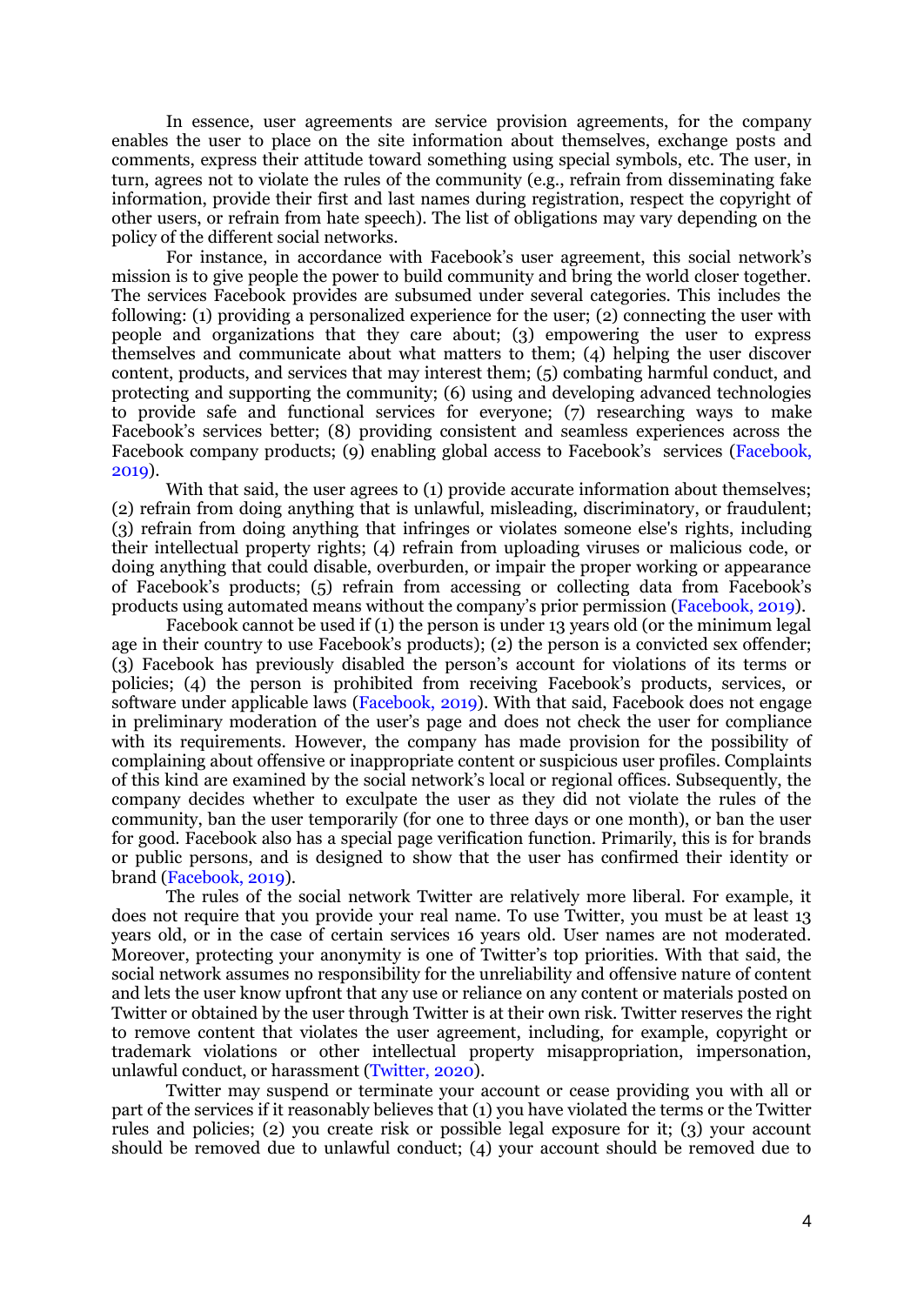In essence, user agreements are service provision agreements, for the company enables the user to place on the site information about themselves, exchange posts and comments, express their attitude toward something using special symbols, etc. The user, in turn, agrees not to violate the rules of the community (e.g., refrain from disseminating fake information, provide their first and last names during registration, respect the copyright of other users, or refrain from hate speech). The list of obligations may vary depending on the policy of the different social networks.

For instance, in accordance with Facebook's user agreement, this social network's mission is to give people the power to build community and bring the world closer together. The services Facebook provides are subsumed under several categories. This includes the following: (1) providing a personalized experience for the user; (2) connecting the user with people and organizations that they care about; (3) empowering the user to express themselves and communicate about what matters to them; (4) helping the user discover content, products, and services that may interest them; (5) combating harmful conduct, and protecting and supporting the community; (6) using and developing advanced technologies to provide safe and functional services for everyone; (7) researching ways to make Facebook's services better; (8) providing consistent and seamless experiences across the Facebook company products; (9) enabling global access to Facebook's services (Facebook, 2019).

With that said, the user agrees to (1) provide accurate information about themselves; (2) refrain from doing anything that is unlawful, misleading, discriminatory, or fraudulent; (3) refrain from doing anything that infringes or violates someone else's rights, including their intellectual property rights; (4) refrain from uploading viruses or malicious code, or doing anything that could disable, overburden, or impair the proper working or appearance of Facebook's products; (5) refrain from accessing or collecting data from Facebook's products using automated means without the company's prior permission (Facebook, 2019).

Facebook cannot be used if (1) the person is under 13 years old (or the minimum legal age in their country to use Facebook's products); (2) the person is a convicted sex offender; (3) Facebook has previously disabled the person's account for violations of its terms or policies; (4) the person is prohibited from receiving Facebook's products, services, or software under applicable laws (Facebook, 2019). With that said, Facebook does not engage in preliminary moderation of the user's page and does not check the user for compliance with its requirements. However, the company has made provision for the possibility of complaining about offensive or inappropriate content or suspicious user profiles. Complaints of this kind are examined by the social network's local or regional offices. Subsequently, the company decides whether to exculpate the user as they did not violate the rules of the community, ban the user temporarily (for one to three days or one month), or ban the user for good. Facebook also has a special page verification function. Primarily, this is for brands or public persons, and is designed to show that the user has confirmed their identity or brand (Facebook, 2019).

The rules of the social network Twitter are relatively more liberal. For example, it does not require that you provide your real name. To use Twitter, you must be at least 13 years old, or in the case of certain services 16 years old. User names are not moderated. Moreover, protecting your anonymity is one of Twitter's top priorities. With that said, the social network assumes no responsibility for the unreliability and offensive nature of content and lets the user know upfront that any use or reliance on any content or materials posted on Twitter or obtained by the user through Twitter is at their own risk. Twitter reserves the right to remove content that violates the user agreement, including, for example, copyright or trademark violations or other intellectual property misappropriation, impersonation, unlawful conduct, or harassment (Twitter, 2020).

Twitter may suspend or terminate your account or cease providing you with all or part of the services if it reasonably believes that (1) you have violated the terms or the Twitter rules and policies; (2) you create risk or possible legal exposure for it; (3) your account should be removed due to unlawful conduct; (4) your account should be removed due to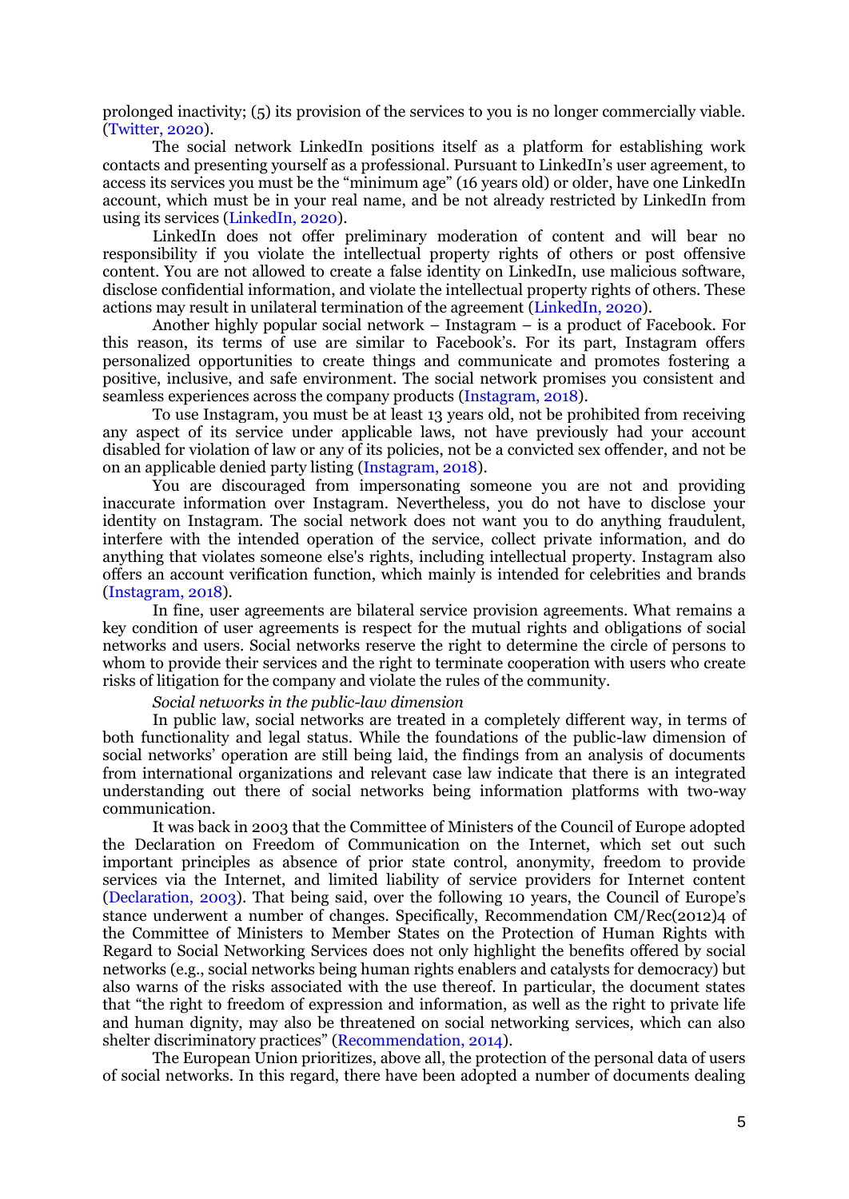prolonged inactivity; (5) its provision of the services to you is no longer commercially viable. (Twitter, 2020).

The social network LinkedIn positions itself as a platform for establishing work contacts and presenting yourself as a professional. Pursuant to LinkedIn's user agreement, to access its services you must be the "minimum age" (16 years old) or older, have one LinkedIn account, which must be in your real name, and be not already restricted by LinkedIn from using its services (LinkedIn, 2020).

LinkedIn does not offer preliminary moderation of content and will bear no responsibility if you violate the intellectual property rights of others or post offensive content. You are not allowed to create a false identity on LinkedIn, use malicious software, disclose confidential information, and violate the intellectual property rights of others. These actions may result in unilateral termination of the agreement (LinkedIn, 2020).

Another highly popular social network – Instagram – is a product of Facebook. For this reason, its terms of use are similar to Facebook's. For its part, Instagram offers personalized opportunities to create things and communicate and promotes fostering a positive, inclusive, and safe environment. The social network promises you consistent and seamless experiences across the company products (Instagram, 2018).

To use Instagram, you must be at least 13 years old, not be prohibited from receiving any aspect of its service under applicable laws, not have previously had your account disabled for violation of law or any of its policies, not be a convicted sex offender, and not be on an applicable denied party listing (Instagram, 2018).

You are discouraged from impersonating someone you are not and providing inaccurate information over Instagram. Nevertheless, you do not have to disclose your identity on Instagram. The social network does not want you to do anything fraudulent, interfere with the intended operation of the service, collect private information, and do anything that violates someone else's rights, including intellectual property. Instagram also offers an account verification function, which mainly is intended for celebrities and brands (Instagram, 2018).

In fine, user agreements are bilateral service provision agreements. What remains a key condition of user agreements is respect for the mutual rights and obligations of social networks and users. Social networks reserve the right to determine the circle of persons to whom to provide their services and the right to terminate cooperation with users who create risks of litigation for the company and violate the rules of the community.

*Social networks in the public-law dimension*

In public law, social networks are treated in a completely different way, in terms of both functionality and legal status. While the foundations of the public-law dimension of social networks' operation are still being laid, the findings from an analysis of documents from international organizations and relevant case law indicate that there is an integrated understanding out there of social networks being information platforms with two-way communication.

It was back in 2003 that the Committee of Ministers of the Council of Europe adopted the Declaration on Freedom of Communication on the Internet, which set out such important principles as absence of prior state control, anonymity, freedom to provide services via the Internet, and limited liability of service providers for Internet content (Declaration, 2003). That being said, over the following 10 years, the Council of Europe's stance underwent a number of changes. Specifically, Recommendation CM/Rec(2012)4 of the Committee of Ministers to Member States on the Protection of Human Rights with Regard to Social Networking Services does not only highlight the benefits offered by social networks (e.g., social networks being human rights enablers and catalysts for democracy) but also warns of the risks associated with the use thereof. In particular, the document states that "the right to freedom of expression and information, as well as the right to private life and human dignity, may also be threatened on social networking services, which can also shelter discriminatory practices" (Recommendation, 2014).

The European Union prioritizes, above all, the protection of the personal data of users of social networks. In this regard, there have been adopted a number of documents dealing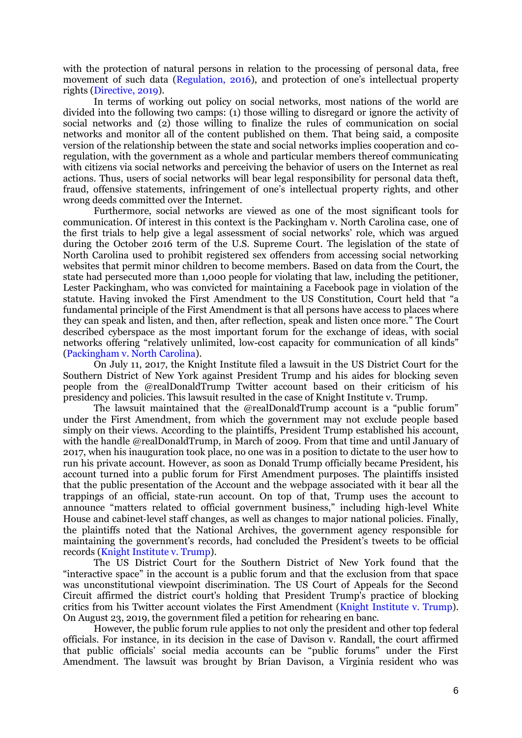with the protection of natural persons in relation to the processing of personal data, free movement of such data (Regulation, 2016), and protection of one's intellectual property rights (Directive, 2019).

In terms of working out policy on social networks, most nations of the world are divided into the following two camps: (1) those willing to disregard or ignore the activity of social networks and (2) those willing to finalize the rules of communication on social networks and monitor all of the content published on them. That being said, a composite version of the relationship between the state and social networks implies cooperation and co-regulation, with the government as a whole and particular members thereof communicating with citizens via social networks and perceiving the behavior of users on the Internet as real actions. Thus, users of social networks will bear legal responsibility for personal data theft, fraud, offensive statements, infringement of one's intellectual property rights, and other wrong deeds committed over the Internet.

Furthermore, social networks are viewed as one of the most significant tools for communication. Of interest in this context is the Packingham v. North Carolina case, one of the first trials to help give a legal assessment of social networks' role, which was argued during the October 2016 term of the U.S. Supreme Court. The legislation of the state of North Carolina used to prohibit registered sex offenders from accessing social networking websites that permit minor children to become members. Based on data from the Court, the state had persecuted more than 1,000 people for violating that law, including the petitioner, Lester Packingham, who was convicted for maintaining a Facebook page in violation of the statute. Having invoked the First Amendment to the US Constitution, Court held that "a fundamental principle of the First Amendment is that all persons have access to places where they can speak and listen, and then, after reflection, speak and listen once more." The Court described cyberspace as the most important forum for the exchange of ideas, with social networks offering "relatively unlimited, low-cost capacity for communication of all kinds" (Packingham v. North Carolina).

On July 11, 2017, the Knight Institute filed a lawsuit in the US District Court for the Southern District of New York against President Trump and his aides for blocking seven people from the @realDonaldTrump Twitter account based on their criticism of his presidency and policies. This lawsuit resulted in the case of Knight Institute v. Trump.

The lawsuit maintained that the @realDonaldTrump account is a "public forum" under the First Amendment, from which the government may not exclude people based simply on their views. According to the plaintiffs, President Trump established his account, with the handle @realDonaldTrump, in March of 2009. From that time and until January of 2017, when his inauguration took place, no one was in a position to dictate to the user how to run his private account. However, as soon as Donald Trump officially became President, his account turned into a public forum for First Amendment purposes. The plaintiffs insisted that the public presentation of the Account and the webpage associated with it bear all the trappings of an official, state-run account. On top of that, Trump uses the account to announce "matters related to official government business," including high-level White House and cabinet-level staff changes, as well as changes to major national policies. Finally, the plaintiffs noted that the National Archives, the government agency responsible for maintaining the government's records, had concluded the President's tweets to be official records (Knight Institute v. Trump).

The US District Court for the Southern District of New York found that the "interactive space" in the account is a public forum and that the exclusion from that space was unconstitutional viewpoint discrimination. The US Court of Appeals for the Second Circuit affirmed the district court's holding that President Trump's practice of blocking critics from his Twitter account violates the First Amendment (Knight Institute v. Trump). On August 23, 2019, the government filed a petition for rehearing en banc.

However, the public forum rule applies to not only the president and other top federal officials. For instance, in its decision in the case of Davison v. Randall, the court affirmed that public officials' social media accounts can be "public forums" under the First Amendment. The lawsuit was brought by Brian Davison, a Virginia resident who was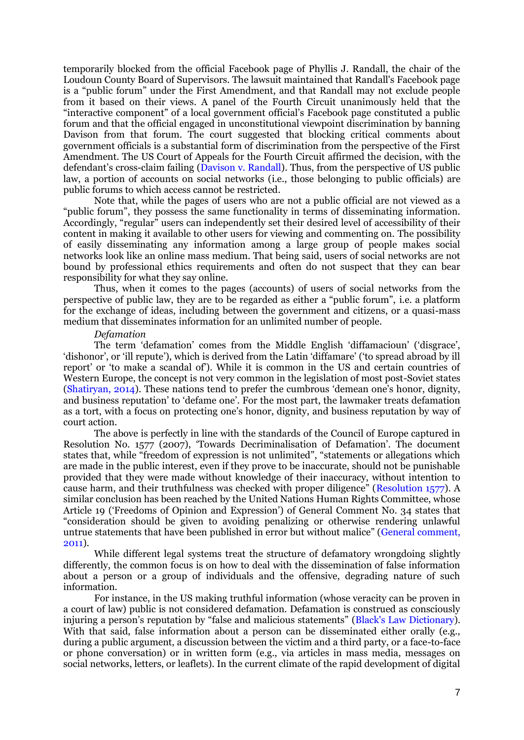temporarily blocked from the official Facebook page of Phyllis J. Randall, the chair of the Loudoun County Board of Supervisors. The lawsuit maintained that Randall's Facebook page is a "public forum" under the First Amendment, and that Randall may not exclude people from it based on their views. A panel of the Fourth Circuit unanimously held that the "interactive component" of a local government official's Facebook page constituted a public forum and that the official engaged in unconstitutional viewpoint discrimination by banning Davison from that forum. The court suggested that blocking critical comments about government officials is a substantial form of discrimination from the perspective of the First Amendment. The US Court of Appeals for the Fourth Circuit affirmed the decision, with the defendant's cross-claim failing (Davison v. Randall). Thus, from the perspective of US public law, a portion of accounts on social networks (i.e., those belonging to public officials) are public forums to which access cannot be restricted.

Note that, while the pages of users who are not a public official are not viewed as a "public forum", they possess the same functionality in terms of disseminating information. Accordingly, "regular" users can independently set their desired level of accessibility of their content in making it available to other users for viewing and commenting on. The possibility of easily disseminating any information among a large group of people makes social networks look like an online mass medium. That being said, users of social networks are not bound by professional ethics requirements and often do not suspect that they can bear responsibility for what they say online.

Thus, when it comes to the pages (accounts) of users of social networks from the perspective of public law, they are to be regarded as either a "public forum", i.e. a platform for the exchange of ideas, including between the government and citizens, or a quasi-mass medium that disseminates information for an unlimited number of people.

*Defamation*

The term 'defamation' comes from the Middle English 'diffamacioun' ('disgrace', 'dishonor', or 'ill repute'), which is derived from the Latin 'diffamare' ('to spread abroad by ill report' or 'to make a scandal of'). While it is common in the US and certain countries of Western Europe, the concept is not very common in the legislation of most post-Soviet states (Shatiryan, 2014). These nations tend to prefer the cumbrous 'demean one's honor, dignity, and business reputation' to 'defame one'. For the most part, the lawmaker treats defamation as a tort, with a focus on protecting one's honor, dignity, and business reputation by way of court action.

The above is perfectly in line with the standards of the Council of Europe captured in Resolution No. 1577 (2007), 'Towards Decriminalisation of Defamation'. The document states that, while "freedom of expression is not unlimited", "statements or allegations which are made in the public interest, even if they prove to be inaccurate, should not be punishable provided that they were made without knowledge of their inaccuracy, without intention to cause harm, and their truthfulness was checked with proper diligence" (Resolution 1577). A similar conclusion has been reached by the United Nations Human Rights Committee, whose Article 19 ('Freedoms of Opinion and Expression') of General Comment No. 34 states that "consideration should be given to avoiding penalizing or otherwise rendering unlawful untrue statements that have been published in error but without malice" (General comment, 2011).

While different legal systems treat the structure of defamatory wrongdoing slightly differently, the common focus is on how to deal with the dissemination of false information about a person or a group of individuals and the offensive, degrading nature of such information.

For instance, in the US making truthful information (whose veracity can be proven in a court of law) public is not considered defamation. Defamation is construed as consciously injuring a person's reputation by "false and malicious statements" (Black's Law Dictionary). With that said, false information about a person can be disseminated either orally (e.g., during a public argument, a discussion between the victim and a third party, or a face-to-face or phone conversation) or in written form (e.g., via articles in mass media, messages on social networks, letters, or leaflets). In the current climate of the rapid development of digital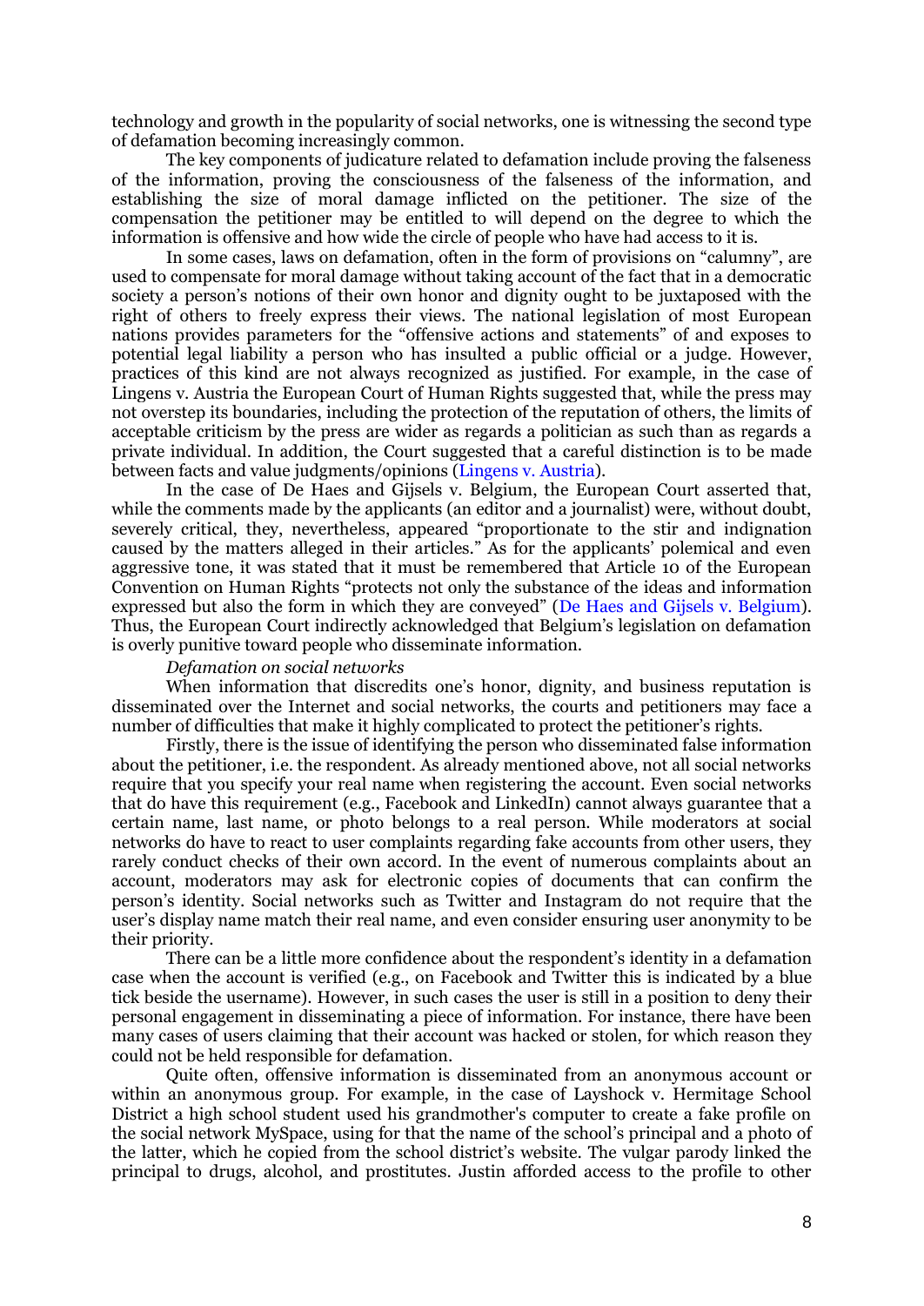technology and growth in the popularity of social networks, one is witnessing the second type of defamation becoming increasingly common.

The key components of judicature related to defamation include proving the falseness of the information, proving the consciousness of the falseness of the information, and establishing the size of moral damage inflicted on the petitioner. The size of the compensation the petitioner may be entitled to will depend on the degree to which the information is offensive and how wide the circle of people who have had access to it is.

In some cases, laws on defamation, often in the form of provisions on "calumny", are used to compensate for moral damage without taking account of the fact that in a democratic society a person's notions of their own honor and dignity ought to be juxtaposed with the right of others to freely express their views. The national legislation of most European nations provides parameters for the "offensive actions and statements" of and exposes to potential legal liability a person who has insulted a public official or a judge. However, practices of this kind are not always recognized as justified. For example, in the case of Lingens v. Austria the European Court of Human Rights suggested that, while the press may not overstep its boundaries, including the protection of the reputation of others, the limits of acceptable criticism by the press are wider as regards a politician as such than as regards a private individual. In addition, the Court suggested that a careful distinction is to be made between facts and value judgments/opinions (Lingens v. Austria).

In the case of De Haes and Gijsels v. Belgium, the European Court asserted that, while the comments made by the applicants (an editor and a journalist) were, without doubt, severely critical, they, nevertheless, appeared "proportionate to the stir and indignation caused by the matters alleged in their articles." As for the applicants' polemical and even aggressive tone, it was stated that it must be remembered that Article 10 of the European Convention on Human Rights "protects not only the substance of the ideas and information expressed but also the form in which they are conveyed" (De Haes and Gijsels v. Belgium). Thus, the European Court indirectly acknowledged that Belgium's legislation on defamation is overly punitive toward people who disseminate information.

*Defamation on social networks*

When information that discredits one's honor, dignity, and business reputation is disseminated over the Internet and social networks, the courts and petitioners may face a number of difficulties that make it highly complicated to protect the petitioner's rights.

Firstly, there is the issue of identifying the person who disseminated false information about the petitioner, i.e. the respondent. As already mentioned above, not all social networks require that you specify your real name when registering the account. Even social networks that do have this requirement (e.g., Facebook and LinkedIn) cannot always guarantee that a certain name, last name, or photo belongs to a real person. While moderators at social networks do have to react to user complaints regarding fake accounts from other users, they rarely conduct checks of their own accord. In the event of numerous complaints about an account, moderators may ask for electronic copies of documents that can confirm the person's identity. Social networks such as Twitter and Instagram do not require that the user's display name match their real name, and even consider ensuring user anonymity to be their priority.

There can be a little more confidence about the respondent's identity in a defamation case when the account is verified (e.g., on Facebook and Twitter this is indicated by a blue tick beside the username). However, in such cases the user is still in a position to deny their personal engagement in disseminating a piece of information. For instance, there have been many cases of users claiming that their account was hacked or stolen, for which reason they could not be held responsible for defamation.

Quite often, offensive information is disseminated from an anonymous account or within an anonymous group. For example, in the case of Layshock v. Hermitage School District a high school student used his grandmother's computer to create a fake profile on the social network MySpace, using for that the name of the school's principal and a photo of the latter, which he copied from the school district's website. The vulgar parody linked the principal to drugs, alcohol, and prostitutes. Justin afforded access to the profile to other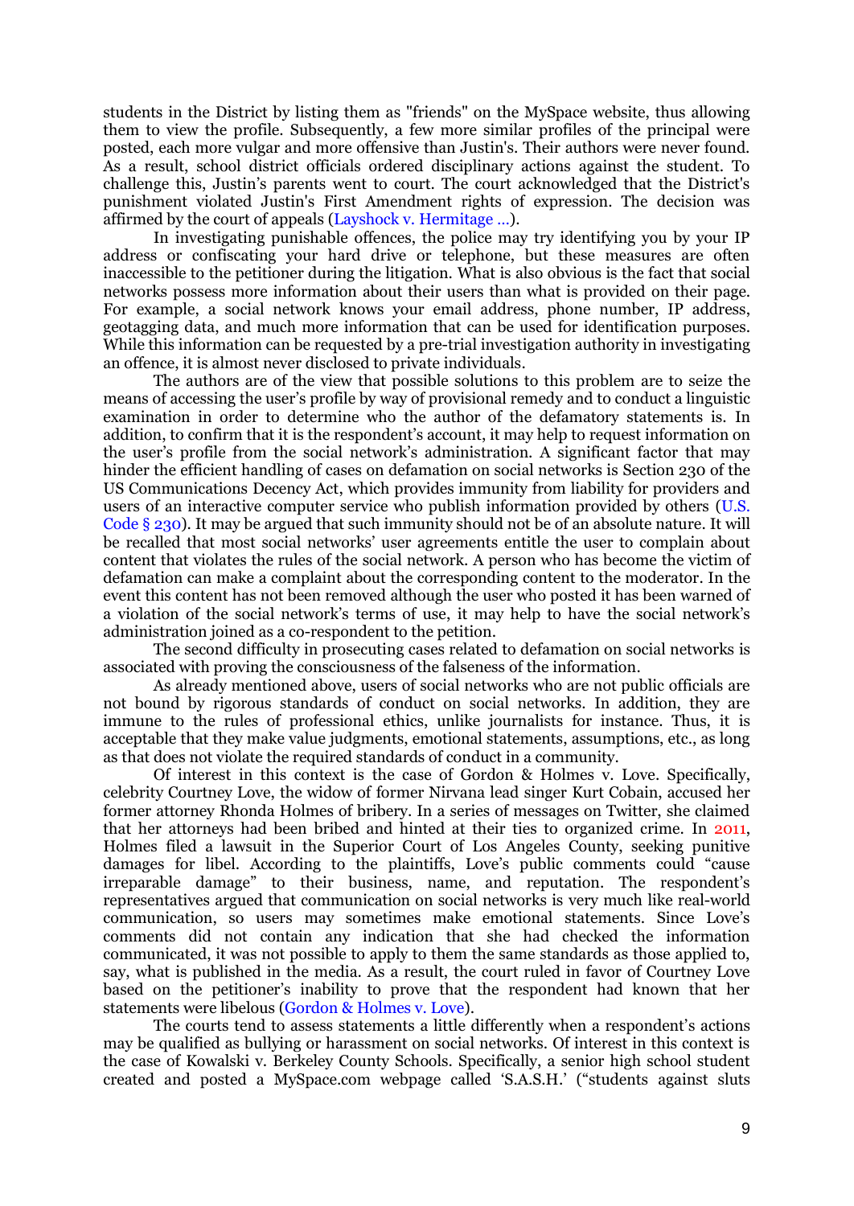students in the District by listing them as "friends" on the MySpace website, thus allowing them to view the profile. Subsequently, a few more similar profiles of the principal were posted, each more vulgar and more offensive than Justin's. Their authors were never found. As a result, school district officials ordered disciplinary actions against the student. To challenge this, Justin's parents went to court. The court acknowledged that the District's punishment violated Justin's First Amendment rights of expression. The decision was affirmed by the court of appeals (Layshock v. Hermitage ...).

In investigating punishable offences, the police may try identifying you by your IP address or confiscating your hard drive or telephone, but these measures are often inaccessible to the petitioner during the litigation. What is also obvious is the fact that social networks possess more information about their users than what is provided on their page. For example, a social network knows your email address, phone number, IP address, geotagging data, and much more information that can be used for identification purposes. While this information can be requested by a pre-trial investigation authority in investigating an offence, it is almost never disclosed to private individuals.

The authors are of the view that possible solutions to this problem are to seize the means of accessing the user's profile by way of provisional remedy and to conduct a linguistic examination in order to determine who the author of the defamatory statements is. In addition, to confirm that it is the respondent's account, it may help to request information on the user's profile from the social network's administration. A significant factor that may hinder the efficient handling of cases on defamation on social networks is Section 230 of the US Communications Decency Act, which provides immunity from liability for providers and users of an interactive computer service who publish information provided by others (U.S. Code § 230). It may be argued that such immunity should not be of an absolute nature. It will be recalled that most social networks' user agreements entitle the user to complain about content that violates the rules of the social network. A person who has become the victim of defamation can make a complaint about the corresponding content to the moderator. In the event this content has not been removed although the user who posted it has been warned of a violation of the social network's terms of use, it may help to have the social network's administration joined as a co-respondent to the petition.

The second difficulty in prosecuting cases related to defamation on social networks is associated with proving the consciousness of the falseness of the information.

As already mentioned above, users of social networks who are not public officials are not bound by rigorous standards of conduct on social networks. In addition, they are immune to the rules of professional ethics, unlike journalists for instance. Thus, it is acceptable that they make value judgments, emotional statements, assumptions, etc., as long as that does not violate the required standards of conduct in a community.

Of interest in this context is the case of Gordon & Holmes v. Love. Specifically, celebrity Courtney Love, the widow of former Nirvana lead singer Kurt Cobain, accused her former attorney Rhonda Holmes of bribery. In a series of messages on Twitter, she claimed that her attorneys had been bribed and hinted at their ties to organized crime. In 2011, Holmes filed a lawsuit in the Superior Court of Los Angeles County, seeking punitive damages for libel. According to the plaintiffs, Love's public comments could "cause irreparable damage" to their business, name, and reputation. The respondent's representatives argued that communication on social networks is very much like real-world communication, so users may sometimes make emotional statements. Since Love's comments did not contain any indication that she had checked the information communicated, it was not possible to apply to them the same standards as those applied to, say, what is published in the media. As a result, the court ruled in favor of Courtney Love based on the petitioner's inability to prove that the respondent had known that her statements were libelous (Gordon & Holmes v. Love).

The courts tend to assess statements a little differently when a respondent's actions may be qualified as bullying or harassment on social networks. Of interest in this context is the case of Kowalski v. Berkeley County Schools. Specifically, a senior high school student created and posted a MySpace.com webpage called 'S.A.S.H.' ("students against sluts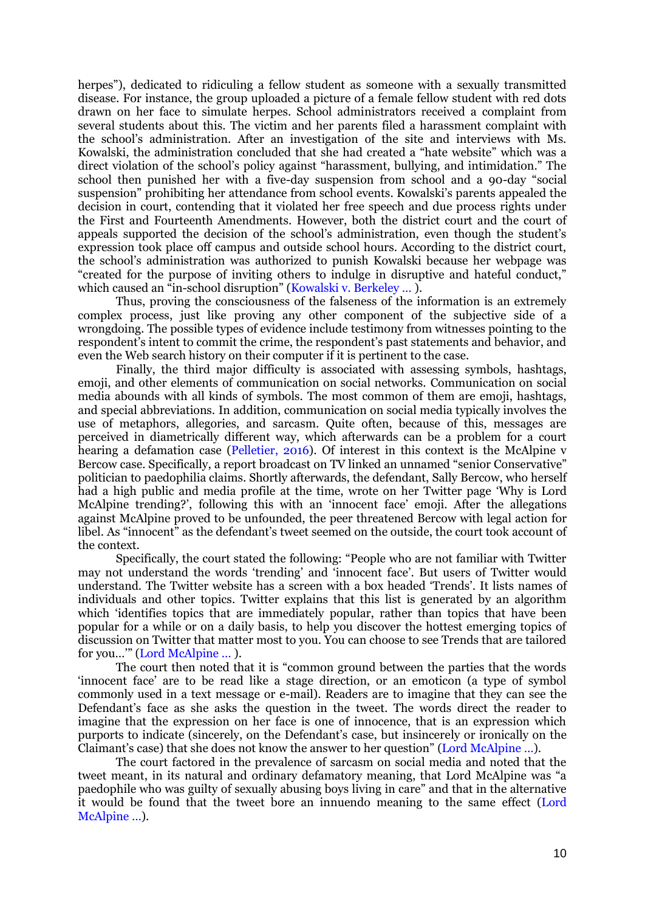herpes"), dedicated to ridiculing a fellow student as someone with a sexually transmitted disease. For instance, the group uploaded a picture of a female fellow student with red dots drawn on her face to simulate herpes. School administrators received a complaint from several students about this. The victim and her parents filed a harassment complaint with the school's administration. After an investigation of the site and interviews with Ms. Kowalski, the administration concluded that she had created a "hate website" which was a direct violation of the school's policy against "harassment, bullying, and intimidation." The school then punished her with a five-day suspension from school and a 90-day "social suspension" prohibiting her attendance from school events. Kowalski's parents appealed the decision in court, contending that it violated her free speech and due process rights under the First and Fourteenth Amendments. However, both the district court and the court of appeals supported the decision of the school's administration, even though the student's expression took place off campus and outside school hours. According to the district court, the school's administration was authorized to punish Kowalski because her webpage was "created for the purpose of inviting others to indulge in disruptive and hateful conduct," which caused an "in-school disruption" (Kowalski v. Berkeley ... ).

Thus, proving the consciousness of the falseness of the information is an extremely complex process, just like proving any other component of the subjective side of a wrongdoing. The possible types of evidence include testimony from witnesses pointing to the respondent's intent to commit the crime, the respondent's past statements and behavior, and even the Web search history on their computer if it is pertinent to the case.

Finally, the third major difficulty is associated with assessing symbols, hashtags, emoji, and other elements of communication on social networks. Communication on social media abounds with all kinds of symbols. The most common of them are emoji, hashtags, and special abbreviations. In addition, communication on social media typically involves the use of metaphors, allegories, and sarcasm. Quite often, because of this, messages are perceived in diametrically different way, which afterwards can be a problem for a court hearing a defamation case (Pelletier, 2016). Of interest in this context is the McAlpine v Bercow case. Specifically, a report broadcast on TV linked an unnamed "senior Conservative" politician to paedophilia claims. Shortly afterwards, the defendant, Sally Bercow, who herself had a high public and media profile at the time, wrote on her Twitter page 'Why is Lord McAlpine trending?', following this with an 'innocent face' emoji. After the allegations against McAlpine proved to be unfounded, the peer threatened Bercow with legal action for libel. As "innocent" as the defendant's tweet seemed on the outside, the court took account of the context.

Specifically, the court stated the following: "People who are not familiar with Twitter may not understand the words 'trending' and 'innocent face'. But users of Twitter would understand. The Twitter website has a screen with a box headed 'Trends'. It lists names of individuals and other topics. Twitter explains that this list is generated by an algorithm which 'identifies topics that are immediately popular, rather than topics that have been popular for a while or on a daily basis, to help you discover the hottest emerging topics of discussion on Twitter that matter most to you. You can choose to see Trends that are tailored for you...'" (Lord McAlpine ... ).

The court then noted that it is "common ground between the parties that the words 'innocent face' are to be read like a stage direction, or an emoticon (a type of symbol commonly used in a text message or e-mail). Readers are to imagine that they can see the Defendant's face as she asks the question in the tweet. The words direct the reader to imagine that the expression on her face is one of innocence, that is an expression which purports to indicate (sincerely, on the Defendant's case, but insincerely or ironically on the Claimant's case) that she does not know the answer to her question" (Lord McAlpine ...).

The court factored in the prevalence of sarcasm on social media and noted that the tweet meant, in its natural and ordinary defamatory meaning, that Lord McAlpine was "a paedophile who was guilty of sexually abusing boys living in care" and that in the alternative it would be found that the tweet bore an innuendo meaning to the same effect (Lord McAlpine ...).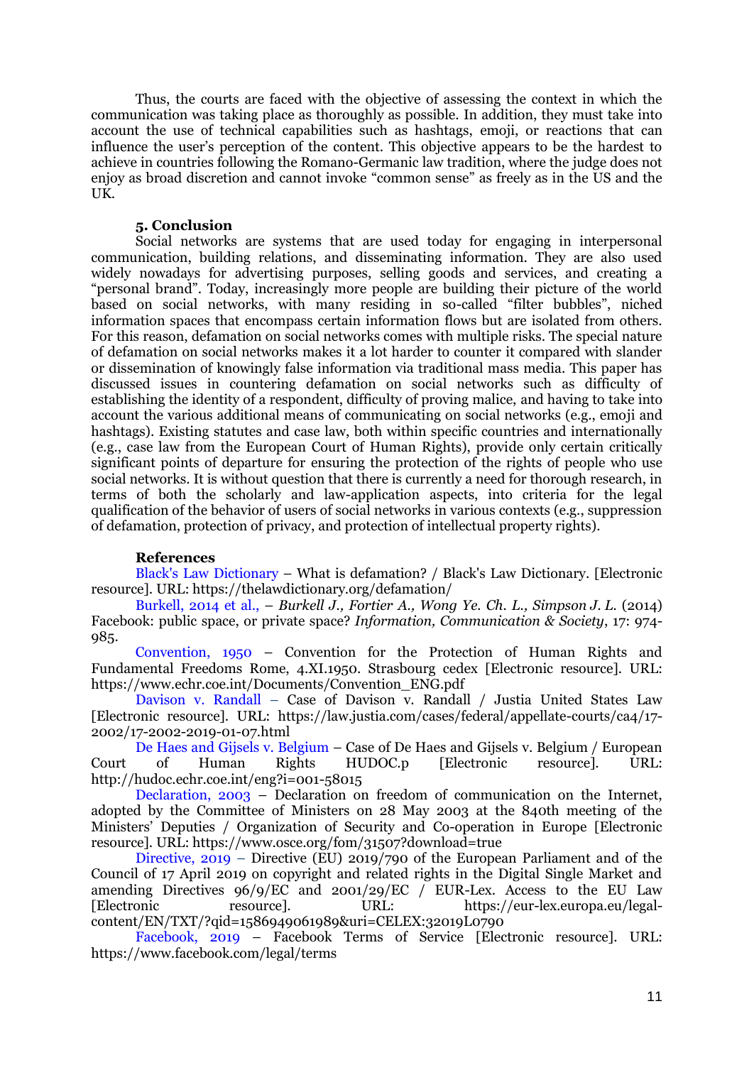Thus, the courts are faced with the objective of assessing the context in which the communication was taking place as thoroughly as possible. In addition, they must take into account the use of technical capabilities such as hashtags, emoji, or reactions that can influence the user's perception of the content. This objective appears to be the hardest to achieve in countries following the Romano-Germanic law tradition, where the judge does not enjoy as broad discretion and cannot invoke "common sense" as freely as in the US and the UK.

## 5. Conclusion

Social networks are systems that are used today for engaging in interpersonal communication, building relations, and disseminating information. They are also used widely nowadays for advertising purposes, selling goods and services, and creating a "personal brand". Today, increasingly more people are building their picture of the world based on social networks, with many residing in so-called "filter bubbles", niched information spaces that encompass certain information flows but are isolated from others. For this reason, defamation on social networks comes with multiple risks. The special nature of defamation on social networks makes it a lot harder to counter it compared with slander or dissemination of knowingly false information via traditional mass media. This paper has discussed issues in countering defamation on social networks such as difficulty of establishing the identity of a respondent, difficulty of proving malice, and having to take into account the various additional means of communicating on social networks (e.g., emoji and hashtags). Existing statutes and case law, both within specific countries and internationally (e.g., case law from the European Court of Human Rights), provide only certain critically significant points of departure for ensuring the protection of the rights of people who use social networks. It is without question that there is currently a need for thorough research, in terms of both the scholarly and law-application aspects, into criteria for the legal qualification of the behavior of users of social networks in various contexts (e.g., suppression of defamation, protection of privacy, and protection of intellectual property rights).

## References

Black's Law Dictionary – What is defamation? / Black's Law Dictionary. [Electronic resource]. URL: https://thelawdictionary.org/defamation/

Burkell, 2014 et al., – *Burkell J., Fortier A., Wong Ye. Ch. L., Simpson J. L.* (2014) Facebook: public space, or private space? *Information, Communication & Society*, 17: 974-985.

Convention, 1950 – Convention for the Protection of Human Rights and Fundamental Freedoms Rome, 4.XI.1950. Strasbourg cedex [Electronic resource]. URL: https://www.echr.coe.int/Documents/Convention_ENG.pdf

Davison v. Randall – Case of Davison v. Randall / Justia United States Law [Electronic resource]. URL: https://law.justia.com/cases/federal/appellate-courts/ca4/17-2002/17-2002-2019-01-07.html

De Haes and Gijsels v. Belgium – Case of De Haes and Gijsels v. Belgium / European Court of Human Rights HUDOC.p [Electronic resource]. URL: http://hudoc.echr.coe.int/eng?i=001-58015

Declaration, 2003 – Declaration on freedom of communication on the Internet, adopted by the Committee of Ministers on 28 May 2003 at the 840th meeting of the Ministers' Deputies / Organization of Security and Co-operation in Europe [Electronic resource]. URL: https://www.osce.org/fom/31507?download=true

Directive, 2019 – Directive (EU) 2019/790 of the European Parliament and of the Council of 17 April 2019 on copyright and related rights in the Digital Single Market and amending Directives 96/9/EC and 2001/29/EC / EUR-Lex. Access to the EU Law [Electronic resource]. URL: https://eur-lex.europa.eu/legal-content/EN/TXT/?qid=1586949061989&uri=CELEX:32019L0790

Facebook, 2019 – Facebook Terms of Service [Electronic resource]. URL: https://www.facebook.com/legal/terms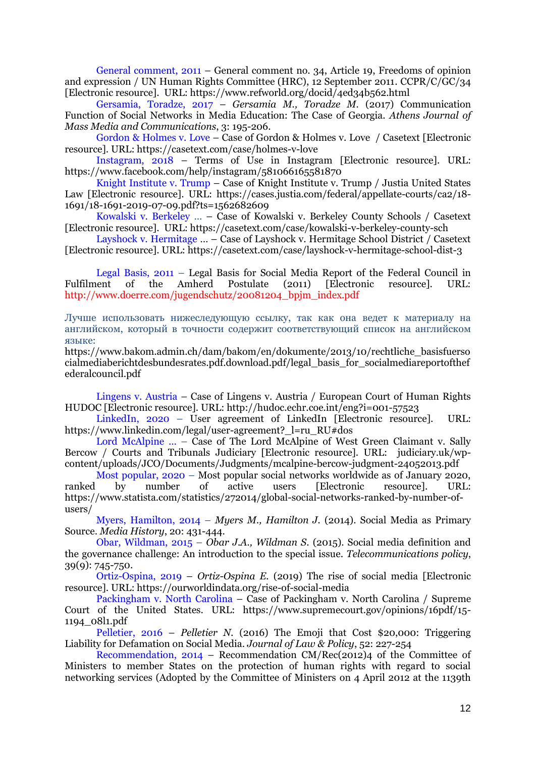General comment, 2011 – General comment no. 34, Article 19, Freedoms of opinion and expression / UN Human Rights Committee (HRC), 12 September 2011. CCPR/C/GC/34 [Electronic resource]. URL: https://www.refworld.org/docid/4ed34b562.html

Gersamia, Toradze, 2017 – *Gersamia M., Toradze M.* (2017) Communication Function of Social Networks in Media Education: The Case of Georgia. *Athens Journal of Mass Media and Communications*, 3: 195-206.

Gordon & Holmes v. Love – Case of Gordon & Holmes v. Love / Casetext [Electronic resource]. URL: https://casetext.com/case/holmes-v-love

Instagram, 2018 – Terms of Use in Instagram [Electronic resource]. URL: https://www.facebook.com/help/instagram/581066165581870

Knight Institute v. Trump – Case of Knight Institute v. Trump / Justia United States Law [Electronic resource]. URL: https://cases.justia.com/federal/appellate-courts/ca2/18-1691/18-1691-2019-07-09.pdf?ts=1562682609

Kowalski v. Berkeley … – Case of Kowalski v. Berkeley County Schools / Casetext [Electronic resource]. URL: https://casetext.com/case/kowalski-v-berkeley-county-sch

Layshock v. Hermitage … – Case of Layshock v. Hermitage School District / Casetext [Electronic resource]. URL: https://casetext.com/case/layshock-v-hermitage-school-dist-3

Legal Basis, 2011 – Legal Basis for Social Media Report of the Federal Council in Fulfilment of the Amherd Postulate (2011) [Electronic resource]. URL: http://www.doerre.com/jugendschutz/20081204_bpjm_index.pdf

Лучше использовать нижеследующую ссылку, так как она ведет к материалу на английском, который в точности содержит соответствующий список на английском языке:
https://www.bakom.admin.ch/dam/bakom/en/dokumente/2013/10/rechtliche_basisfuersocialmediaberichtdesbundesrates.pdf.download.pdf/legal_basis_for_socialmediareportofthefederalcouncil.pdf

Lingens v. Austria – Case of Lingens v. Austria / European Court of Human Rights HUDOC [Electronic resource]. URL: http://hudoc.echr.coe.int/eng?i=001-57523

LinkedIn, 2020 – User agreement of LinkedIn [Electronic resource]. URL: https://www.linkedin.com/legal/user-agreement?_l=ru_RU#dos

Lord McAlpine … – Case of The Lord McAlpine of West Green Claimant v. Sally Bercow / Courts and Tribunals Judiciary [Electronic resource]. URL: judiciary.uk/wp-content/uploads/JCO/Documents/Judgments/mcalpine-bercow-judgment-24052013.pdf

Most popular, 2020 – Most popular social networks worldwide as of January 2020, ranked by number of active users [Electronic resource]. URL: https://www.statista.com/statistics/272014/global-social-networks-ranked-by-number-of-users/

Myers, Hamilton, 2014 – *Myers M., Hamilton J.* (2014). Social Media as Primary Source. *Media History*, 20: 431-444.

Obar, Wildman, 2015 – *Obar J.A., Wildman S.* (2015). Social media definition and the governance challenge: An introduction to the special issue. *Telecommunications policy*, 39(9): 745-750.

Ortiz-Ospina, 2019 – *Ortiz-Ospina E.* (2019) The rise of social media [Electronic resource]. URL: https://ourworldindata.org/rise-of-social-media

Packingham v. North Carolina – Case of Packingham v. North Carolina / Supreme Court of the United States. URL: https://www.supremecourt.gov/opinions/16pdf/15-1194_08l1.pdf

Pelletier, 2016 – *Pelletier N.* (2016) The Emoji that Cost $20,000: Triggering Liability for Defamation on Social Media. *Journal of Law & Policy*, 52: 227-254

Recommendation, 2014 – Recommendation CM/Rec(2012)4 of the Committee of Ministers to member States on the protection of human rights with regard to social networking services (Adopted by the Committee of Ministers on 4 April 2012 at the 1139th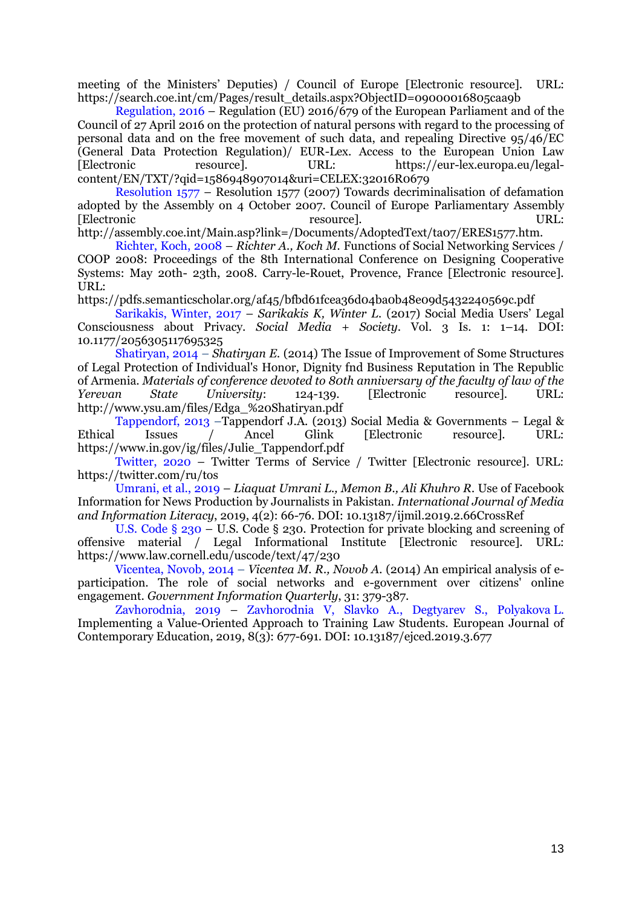meeting of the Ministers' Deputies) / Council of Europe [Electronic resource]. URL: https://search.coe.int/cm/Pages/result_details.aspx?ObjectID=09000016805caa9b

Regulation, 2016 – Regulation (EU) 2016/679 of the European Parliament and of the Council of 27 April 2016 on the protection of natural persons with regard to the processing of personal data and on the free movement of such data, and repealing Directive 95/46/EC (General Data Protection Regulation)/ EUR-Lex. Access to the European Union Law [Electronic resource]. URL: https://eur-lex.europa.eu/legal-content/EN/TXT/?qid=1586948907014&uri=CELEX:32016R0679

Resolution 1577 – Resolution 1577 (2007) Towards decriminalisation of defamation adopted by the Assembly on 4 October 2007. Council of Europe Parliamentary Assembly [Electronic resource]. URL: http://assembly.coe.int/Main.asp?link=/Documents/AdoptedText/ta07/ERES1577.htm.

Richter, Koch, 2008 – *Richter A., Koch M.* Functions of Social Networking Services / COOP 2008: Proceedings of the 8th International Conference on Designing Cooperative Systems: May 20th- 23th, 2008. Carry-le-Rouet, Provence, France [Electronic resource]. URL: https://pdfs.semanticscholar.org/af45/bfbd61fcea36d04ba0b48e09d5432240569c.pdf

Sarikakis, Winter, 2017 – *Sarikakis K, Winter L.* (2017) Social Media Users' Legal Consciousness about Privacy. *Social Media + Society*. Vol. 3 Is. 1: 1–14. DOI: 10.1177/2056305117695325

Shatiryan, 2014 – *Shatiryan E.* (2014) The Issue of Improvement of Some Structures of Legal Protection of Individual's Honor, Dignity fnd Business Reputation in The Republic of Armenia. *Materials of conference devoted to 80th anniversary of the faculty of law of the Yerevan State University*: 124-139. [Electronic resource]. URL: http://www.ysu.am/files/Edga_%20Shatiryan.pdf

Tappendorf, 2013 –Tappendorf J.A. (2013) Social Media & Governments – Legal & Ethical Issues / Ancel Glink [Electronic resource]. URL: https://www.in.gov/ig/files/Julie_Tappendorf.pdf

Twitter, 2020 – Twitter Terms of Service / Twitter [Electronic resource]. URL: https://twitter.com/ru/tos

Umrani, et al., 2019 – *Liaquat Umrani L., Memon B., Ali Khuhro R.* Use of Facebook Information for News Production by Journalists in Pakistan. *International Journal of Media and Information Literacy*, 2019, 4(2): 66-76. DOI: 10.13187/ijmil.2019.2.66CrossRef

U.S. Code § 230 – U.S. Code § 230. Protection for private blocking and screening of offensive material / Legal Informational Institute [Electronic resource]. URL: https://www.law.cornell.edu/uscode/text/47/230

Vicentea, Novob, 2014 – *Vicentea M. R., Novob A.* (2014) An empirical analysis of e-participation. The role of social networks and e-government over citizens' online engagement. *Government Information Quarterly*, 31: 379-387.

Zavhorodnia, 2019 – Zavhorodnia V, Slavko A., Degtyarev S., Polyakova L. Implementing a Value-Oriented Approach to Training Law Students. European Journal of Contemporary Education, 2019, 8(3): 677-691. DOI: 10.13187/ejced.2019.3.677